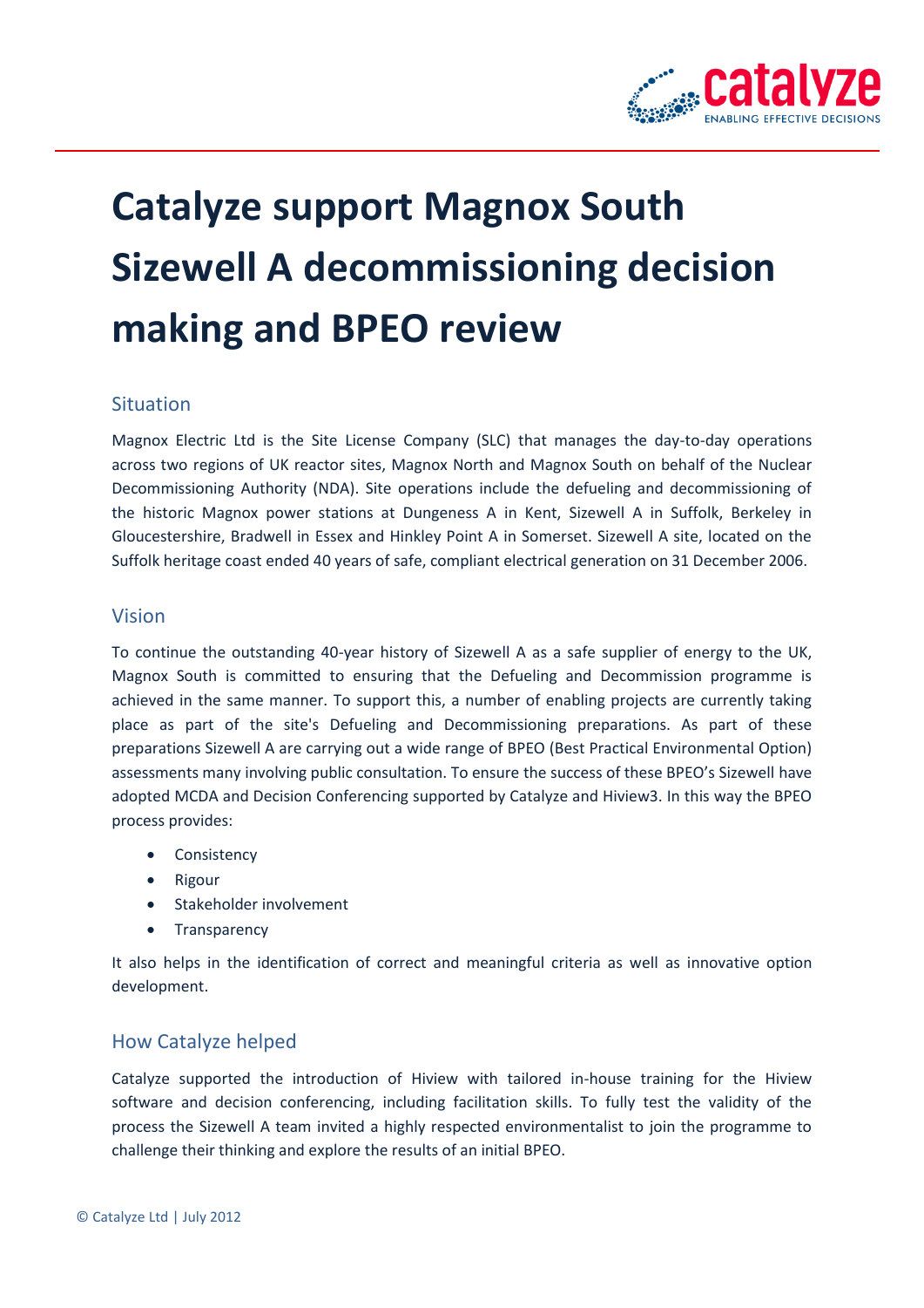# Catalyze support Magnox South Sizewell A decommissioning decision making and BPEO review

## Situation

Magnox Electric Ltd is the Site License Company (SLC) that manages the day-to-day operations across two regions of UK reactor sites, Magnox North and Magnox South on behalf of the Nuclear Decommissioning Authority (NDA). Site operations include the defueling and decommissioning of the historic Magnox power stations at Dungeness A in Kent, Sizewell A in Suffolk, Berkeley in Gloucestershire, Bradwell in Essex and Hinkley Point A in Somerset. Sizewell A site, located on the Suffolk heritage coast ended 40 years of safe, compliant electrical generation on 31 December 2006.

## Vision

To continue the outstanding 40-year history of Sizewell A as a safe supplier of energy to the UK, Magnox South is committed to ensuring that the Defueling and Decommission programme is achieved in the same manner. To support this, a number of enabling projects are currently taking place as part of the site's Defueling and Decommissioning preparations. As part of these preparations Sizewell A are carrying out a wide range of BPEO (Best Practical Environmental Option) assessments many involving public consultation. To ensure the success of these BPEO's Sizewell have adopted MCDA and Decision Conferencing supported by Catalyze and Hiview3. In this way the BPEO process provides:

- Consistency
- Rigour
- Stakeholder involvement
- Transparency

It also helps in the identification of correct and meaningful criteria as well as innovative option development.

## How Catalyze helped

Catalyze supported the introduction of Hiview with tailored in-house training for the Hiview software and decision conferencing, including facilitation skills. To fully test the validity of the process the Sizewell A team invited a highly respected environmentalist to join the programme to challenge their thinking and explore the results of an initial BPEO.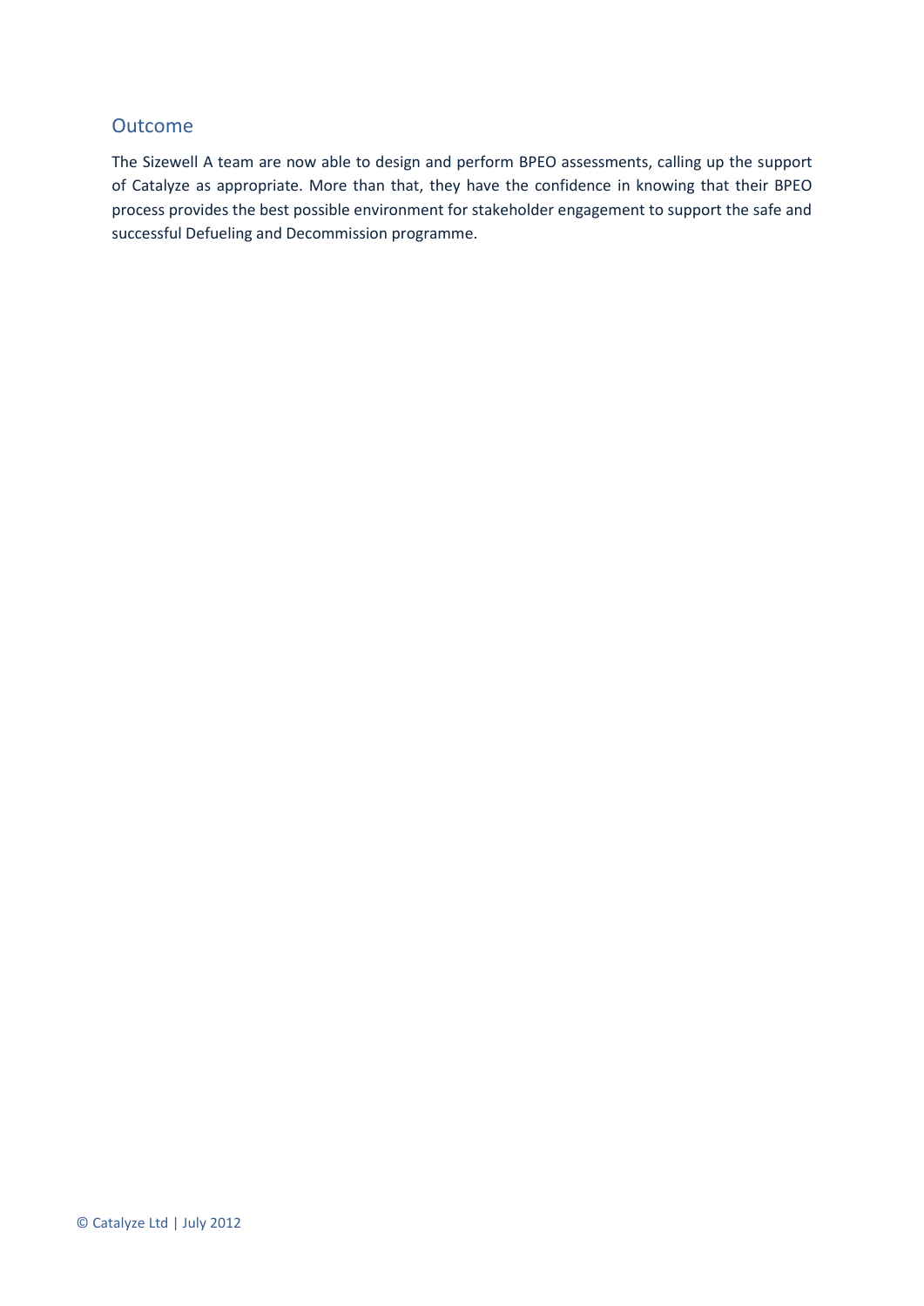## Outcome

The Sizewell A team are now able to design and perform BPEO assessments, calling up the support of Catalyze as appropriate. More than that, they have the confidence in knowing that their BPEO process provides the best possible environment for stakeholder engagement to support the safe and successful Defueling and Decommission programme.